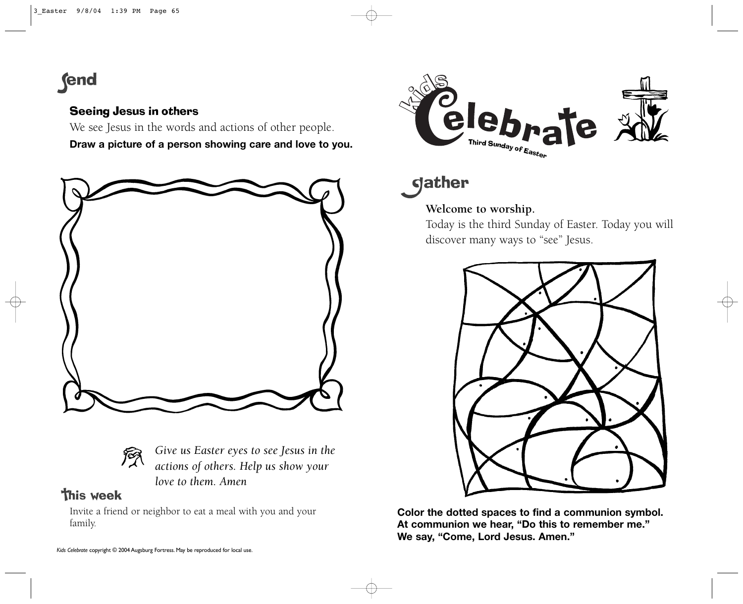## Send

### Seeing Jesus in others

We see Jesus in the words and actions of other people.

**Draw a picture of a person showing care and love to you.**

*Give us Easter eyes to see Jesus in the actions of others. Help us show your love to them. Amen*

### This week

Invite a friend or neighbor to eat a meal with you and your family.

*Kids Celebrate* copyright © 2004 Augsburg Fortress. May be reproduced for local use.

# Kids Celebrate

Third Sunday of Easter

## Gather

**Welcome to worship.**

Today is the third Sunday of Easter. Today you will discover many ways to "see" Jesus.

**Color the dotted spaces to find a communion symbol. At communion we hear, "Do this to remember me." We say, "Come, Lord Jesus. Amen."**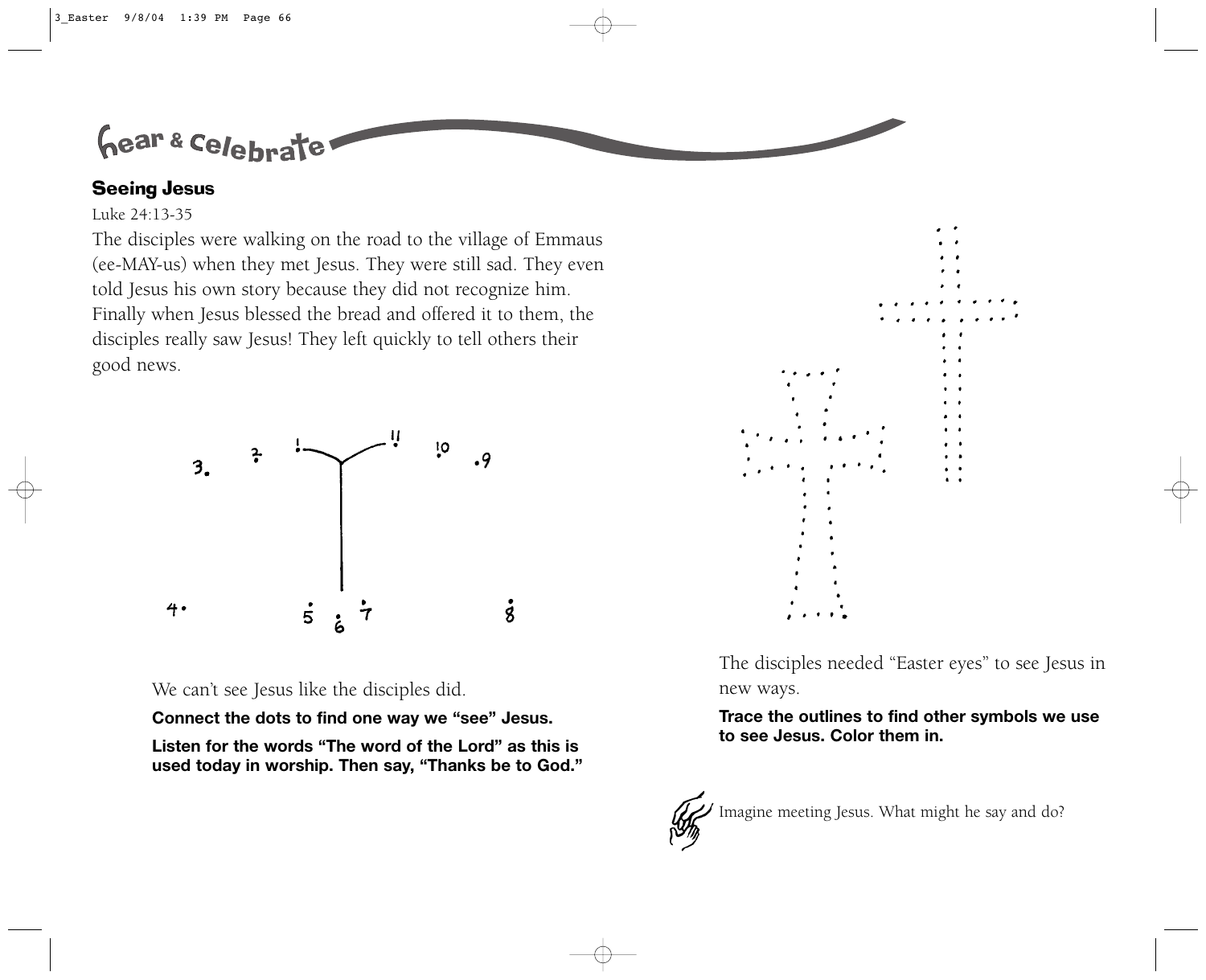## hear & celebrate

### Seeing Jesus

Luke 24:13-35

The disciples were walking on the road to the village of Emmaus (ee-MAY-us) when they met Jesus. They were still sad. They even told Jesus his own story because they did not recognize him. Finally when Jesus blessed the bread and offered it to them, the disciples really saw Jesus! They left quickly to tell others their good news.

We can't see Jesus like the disciples did.

**Connect the dots to find one way we "see" Jesus.**

**Listen for the words "The word of the Lord" as this is used today in worship. Then say, "Thanks be to God."**

The disciples needed "Easter eyes" to see Jesus in new ways.

**Trace the outlines to find other symbols we use to see Jesus. Color them in.**

Imagine meeting Jesus. What might he say and do?